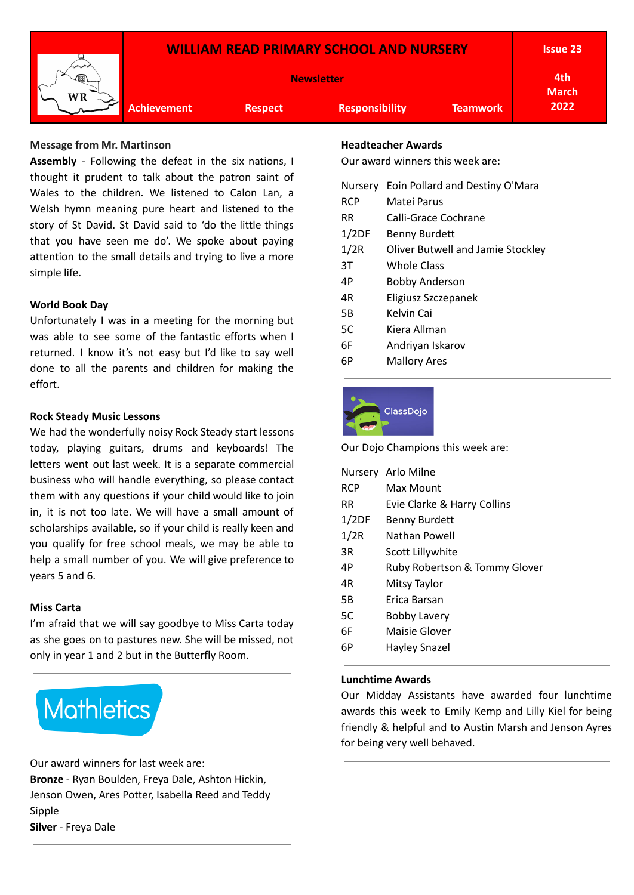# WILLIAM READ PRIMARY SCHOOL AND NURSERY

**Newsletter**

**Issue 23** — **4th March 2022**

**Achievement** | **Respect** | **Responsibility** | **Teamwork**

### Message from Mr. Martinson

**Assembly** - Following the defeat in the six nations, I thought it prudent to talk about the patron saint of Wales to the children. We listened to Calon Lan, a Welsh hymn meaning pure heart and listened to the story of St David. St David said to 'do the little things that you have seen me do'. We spoke about paying attention to the small details and trying to live a more simple life.

### World Book Day

Unfortunately I was in a meeting for the morning but was able to see some of the fantastic efforts when I returned. I know it's not easy but I'd like to say well done to all the parents and children for making the effort.

### Rock Steady Music Lessons

We had the wonderfully noisy Rock Steady start lessons today, playing guitars, drums and keyboards! The letters went out last week. It is a separate commercial business who will handle everything, so please contact them with any questions if your child would like to join in, it is not too late. We will have a small amount of scholarships available, so if your child is really keen and you qualify for free school meals, we may be able to help a small number of you. We will give preference to years 5 and 6.

### Miss Carta

I'm afraid that we will say goodbye to Miss Carta today as she goes on to pastures new. She will be missed, not only in year 1 and 2 but in the Butterfly Room.

---

### Mathletics

Our award winners for last week are:

**Bronze** - Ryan Boulden, Freya Dale, Ashton Hickin, Jenson Owen, Ares Potter, Isabella Reed and Teddy Sipple

**Silver** - Freya Dale

---

### Headteacher Awards

Our award winners this week are:

| | |
|---|---|
| Nursery | Eoin Pollard and Destiny O'Mara |
| RCP | Matei Parus |
| RR | Calli-Grace Cochrane |
| 1/2DF | Benny Burdett |
| 1/2R | Oliver Butwell and Jamie Stockley |
| 3T | Whole Class |
| 4P | Bobby Anderson |
| 4R | Eligiusz Szczepanek |
| 5B | Kelvin Cai |
| 5C | Kiera Allman |
| 6F | Andriyan Iskarov |
| 6P | Mallory Ares |

---

### ClassDojo

Our Dojo Champions this week are:

| | |
|---|---|
| Nursery | Arlo Milne |
| RCP | Max Mount |
| RR | Evie Clarke & Harry Collins |
| 1/2DF | Benny Burdett |
| 1/2R | Nathan Powell |
| 3R | Scott Lillywhite |
| 4P | Ruby Robertson & Tommy Glover |
| 4R | Mitsy Taylor |
| 5B | Erica Barsan |
| 5C | Bobby Lavery |
| 6F | Maisie Glover |
| 6P | Hayley Snazel |

---

### Lunchtime Awards

Our Midday Assistants have awarded four lunchtime awards this week to Emily Kemp and Lilly Kiel for being friendly & helpful and to Austin Marsh and Jenson Ayres for being very well behaved.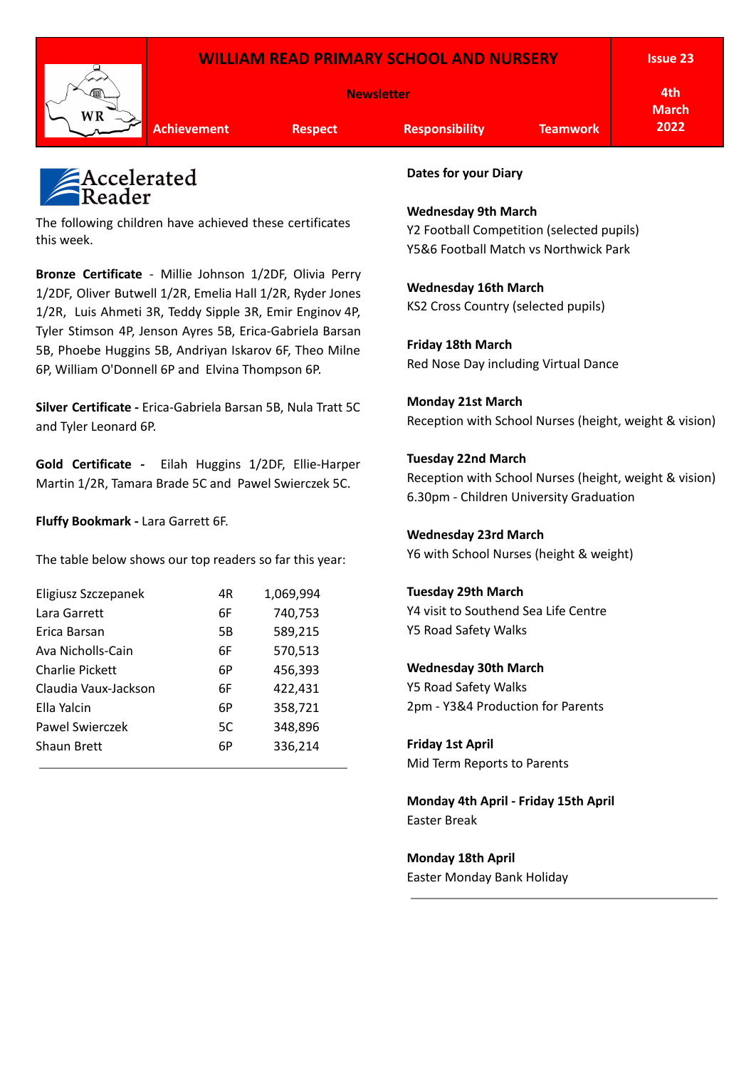# WILLIAM READ PRIMARY SCHOOL AND NURSERY

**Newsletter**

**Issue 23** | **4th March 2022**

**Achievement** | **Respect** | **Responsibility** | **Teamwork**

## Accelerated Reader

The following children have achieved these certificates this week.

**Bronze Certificate** - Millie Johnson 1/2DF, Olivia Perry 1/2DF, Oliver Butwell 1/2R, Emelia Hall 1/2R, Ryder Jones 1/2R, Luis Ahmeti 3R, Teddy Sipple 3R, Emir Enginov 4P, Tyler Stimson 4P, Jenson Ayres 5B, Erica-Gabriela Barsan 5B, Phoebe Huggins 5B, Andriyan Iskarov 6F, Theo Milne 6P, William O'Donnell 6P and Elvina Thompson 6P.

**Silver Certificate -** Erica-Gabriela Barsan 5B, Nula Tratt 5C and Tyler Leonard 6P.

**Gold Certificate -** Eilah Huggins 1/2DF, Ellie-Harper Martin 1/2R, Tamara Brade 5C and Pawel Swierczek 5C.

**Fluffy Bookmark -** Lara Garrett 6F.

The table below shows our top readers so far this year:

| | | |
|---|---|---|
| Eligiusz Szczepanek | 4R | 1,069,994 |
| Lara Garrett | 6F | 740,753 |
| Erica Barsan | 5B | 589,215 |
| Ava Nicholls-Cain | 6F | 570,513 |
| Charlie Pickett | 6P | 456,393 |
| Claudia Vaux-Jackson | 6F | 422,431 |
| Ella Yalcin | 6P | 358,721 |
| Pawel Swierczek | 5C | 348,896 |
| Shaun Brett | 6P | 336,214 |

## Dates for your Diary

**Wednesday 9th March**
Y2 Football Competition (selected pupils)
Y5&6 Football Match vs Northwick Park

**Wednesday 16th March**
KS2 Cross Country (selected pupils)

**Friday 18th March**
Red Nose Day including Virtual Dance

**Monday 21st March**
Reception with School Nurses (height, weight & vision)

**Tuesday 22nd March**
Reception with School Nurses (height, weight & vision)
6.30pm - Children University Graduation

**Wednesday 23rd March**
Y6 with School Nurses (height & weight)

**Tuesday 29th March**
Y4 visit to Southend Sea Life Centre
Y5 Road Safety Walks

**Wednesday 30th March**
Y5 Road Safety Walks
2pm - Y3&4 Production for Parents

**Friday 1st April**
Mid Term Reports to Parents

**Monday 4th April - Friday 15th April**
Easter Break

**Monday 18th April**
Easter Monday Bank Holiday